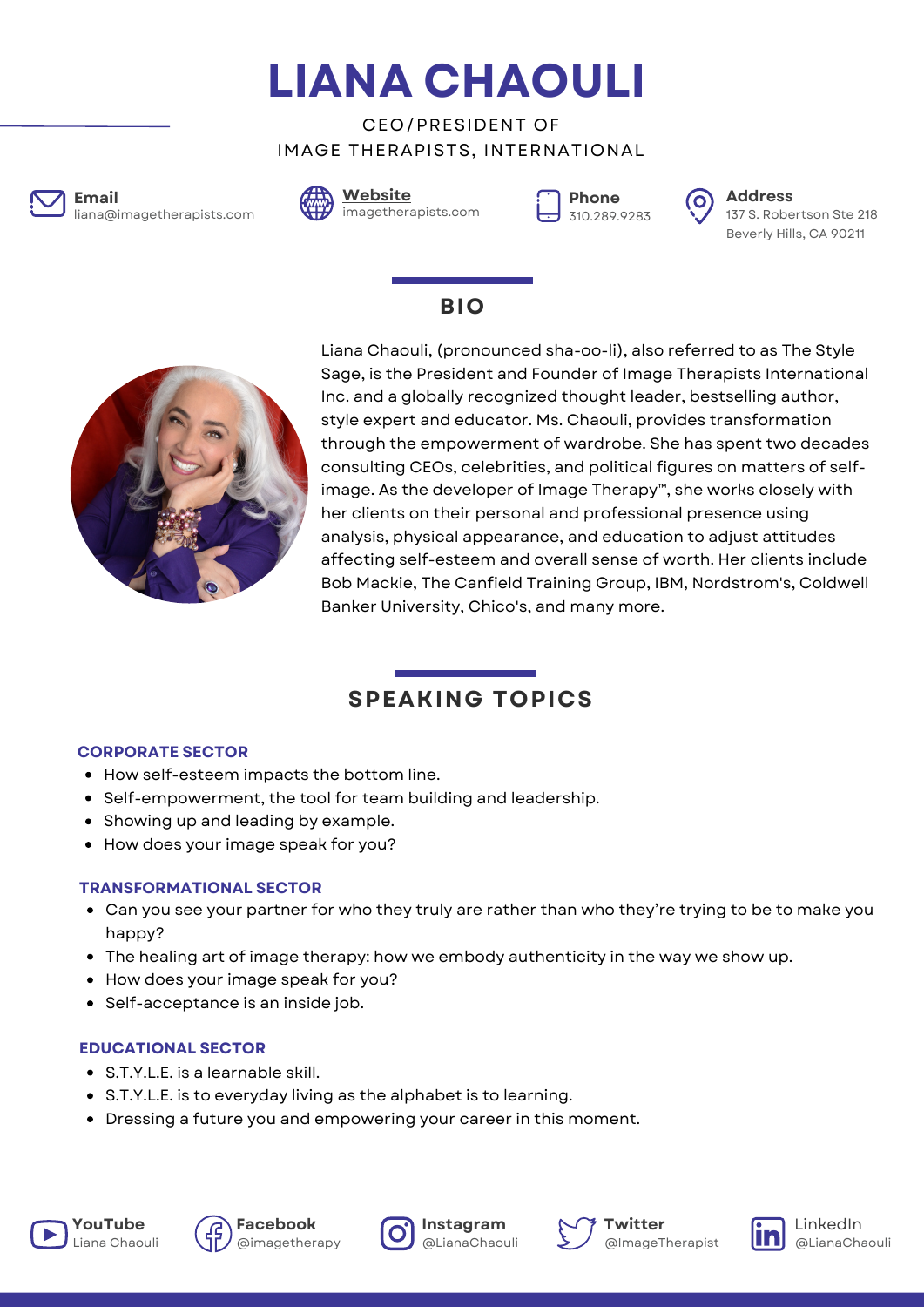# LIANA CHAOULI

CEO/PRESIDENT OF
IMAGE THERAPISTS, INTERNATIONAL

**Email**
liana@imagetherapists.com

**Website**
imagetherapists.com

**Phone**
310.289.9283

**Address**
137 S. Robertson Ste 218
Beverly Hills, CA 90211

## BIO

Liana Chaouli, (pronounced sha-oo-li), also referred to as The Style Sage, is the President and Founder of Image Therapists International Inc. and a globally recognized thought leader, bestselling author, style expert and educator. Ms. Chaouli, provides transformation through the empowerment of wardrobe. She has spent two decades consulting CEOs, celebrities, and political figures on matters of self-image. As the developer of Image Therapy™, she works closely with her clients on their personal and professional presence using analysis, physical appearance, and education to adjust attitudes affecting self-esteem and overall sense of worth. Her clients include Bob Mackie, The Canfield Training Group, IBM, Nordstrom's, Coldwell Banker University, Chico's, and many more.

## SPEAKING TOPICS

### CORPORATE SECTOR

- How self-esteem impacts the bottom line.
- Self-empowerment, the tool for team building and leadership.
- Showing up and leading by example.
- How does your image speak for you?

### TRANSFORMATIONAL SECTOR

- Can you see your partner for who they truly are rather than who they're trying to be to make you happy?
- The healing art of image therapy: how we embody authenticity in the way we show up.
- How does your image speak for you?
- Self-acceptance is an inside job.

### EDUCATIONAL SECTOR

- S.T.Y.L.E. is a learnable skill.
- S.T.Y.L.E. is to everyday living as the alphabet is to learning.
- Dressing a future you and empowering your career in this moment.

**YouTube** Liana Chaouli
**Facebook** @imagetherapy
**Instagram** @LianaChaouli
**Twitter** @ImageTherapist
LinkedIn @LianaChaouli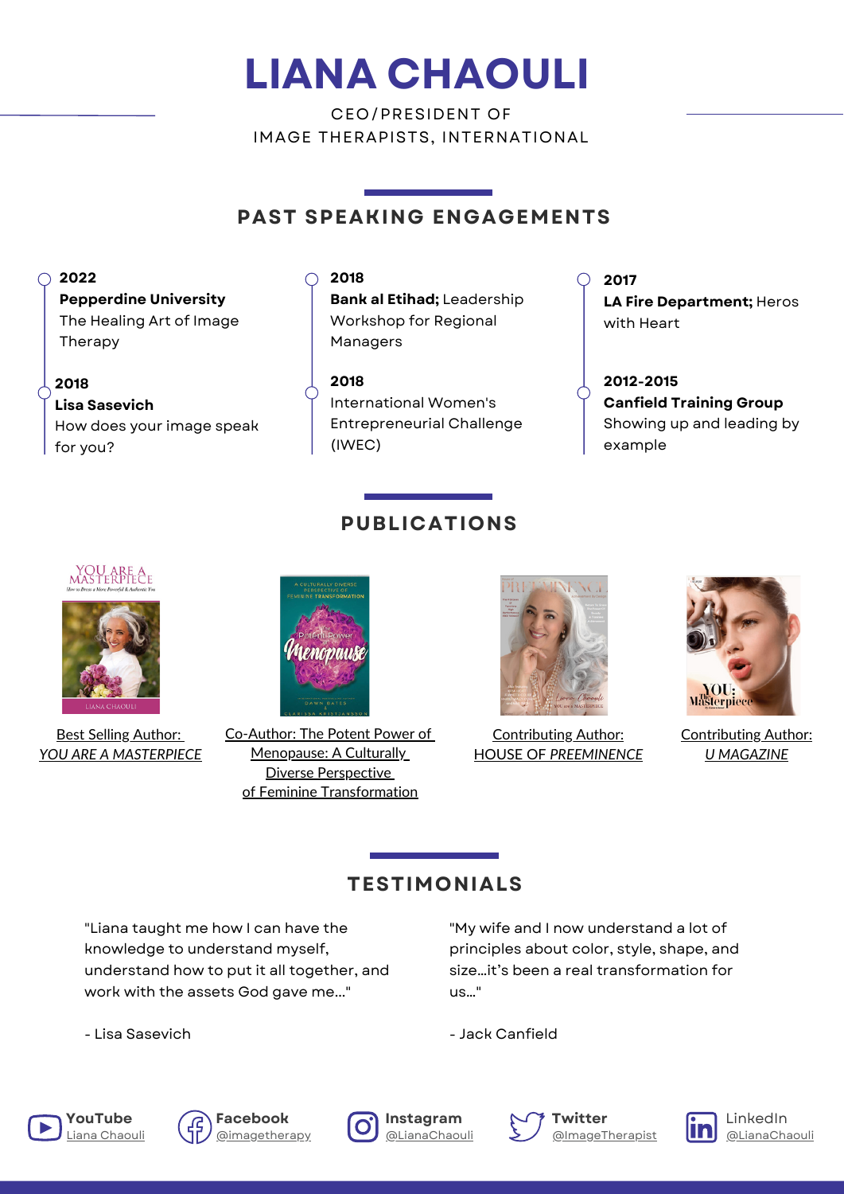# LIANA CHAOULI

CEO/PRESIDENT OF
IMAGE THERAPISTS, INTERNATIONAL

## PAST SPEAKING ENGAGEMENTS

**2022**
**Pepperdine University**
The Healing Art of Image Therapy

**2018**
**Lisa Sasevich**
How does your image speak for you?

**2018**
**Bank al Etihad;** Leadership Workshop for Regional Managers

**2018**
International Women's Entrepreneurial Challenge (IWEC)

**2017**
**LA Fire Department;** Heros with Heart

**2012-2015**
**Canfield Training Group**
Showing up and leading by example

## PUBLICATIONS

Best Selling Author: *YOU ARE A MASTERPIECE*

Co-Author: The Potent Power of Menopause: A Culturally Diverse Perspective of Feminine Transformation

Contributing Author: HOUSE OF *PREEMINENCE*

Contributing Author: *U MAGAZINE*

## TESTIMONIALS

"Liana taught me how I can have the knowledge to understand myself, understand how to put it all together, and work with the assets God gave me..."

- Lisa Sasevich

"My wife and I now understand a lot of principles about color, style, shape, and size...it's been a real transformation for us..."

- Jack Canfield

**YouTube** Liana Chaouli
**Facebook** @imagetherapy
**Instagram** @LianaChaouli
**Twitter** @ImageTherapist
**LinkedIn** @LianaChaouli